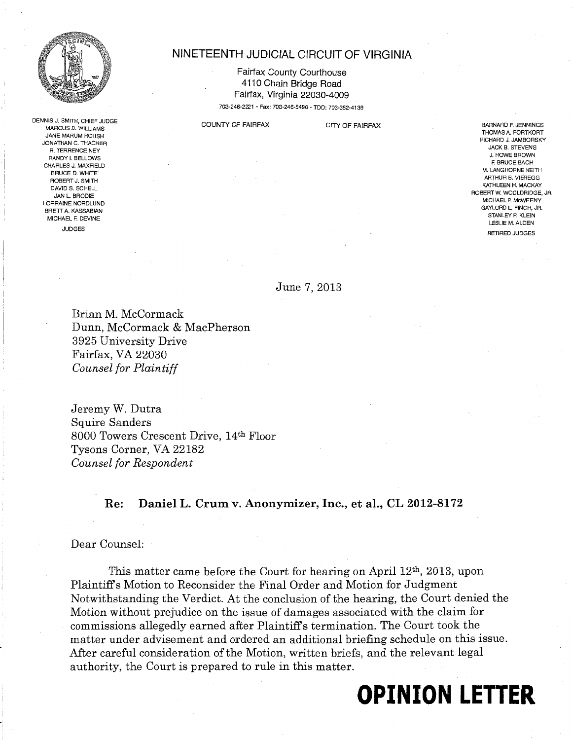# NINETEENTH JUDICIAL CIRCUIT OF VIRGINIA

Fairfax County Courthouse
4110 Chain Bridge Road
Fairfax, Virginia 22030-4009

703-246-2221 • Fax: 703-246-5496 • TDD: 703-352-4139

COUNTY OF FAIRFAX CITY OF FAIRFAX

DENNIS J. SMITH, CHIEF JUDGE
MARCUS D. WILLIAMS
JANE MARUM ROUSH
JONATHAN C. THACHER
R. TERRENCE NEY
RANDY I. BELLOWS
CHARLES J. MAXFIELD
BRUCE D. WHITE
ROBERT J. SMITH
DAVID S. SCHELL
JAN L. BRODIE
LORRAINE NORDLUND
BRETT A. KASSABIAN
MICHAEL F. DEVINE
JUDGES

BARNARD F. JENNINGS
THOMAS A. FORTKORT
RICHARD J. JAMBORSKY
JACK B. STEVENS
J. HOWE BROWN
F. BRUCE BACH
M. LANGHORNE KEITH
ARTHUR B. VIEREGG
KATHLEEN H. MACKAY
ROBERT W. WOOLDRIDGE, JR.
MICHAEL P. McWEENY
GAYLORD L. FINCH, JR.
STANLEY P. KLEIN
LESLIE M. ALDEN
RETIRED JUDGES

June 7, 2013

Brian M. McCormack
Dunn, McCormack & MacPherson
3925 University Drive
Fairfax, VA 22030
*Counsel for Plaintiff*

Jeremy W. Dutra
Squire Sanders
8000 Towers Crescent Drive, 14th Floor
Tysons Corner, VA 22182
*Counsel for Respondent*

**Re: Daniel L. Crum v. Anonymizer, Inc., et al., CL 2012-8172**

Dear Counsel:

This matter came before the Court for hearing on April 12th, 2013, upon Plaintiff's Motion to Reconsider the Final Order and Motion for Judgment Notwithstanding the Verdict. At the conclusion of the hearing, the Court denied the Motion without prejudice on the issue of damages associated with the claim for commissions allegedly earned after Plaintiff's termination. The Court took the matter under advisement and ordered an additional briefing schedule on this issue. After careful consideration of the Motion, written briefs, and the relevant legal authority, the Court is prepared to rule in this matter.

**OPINION LETTER**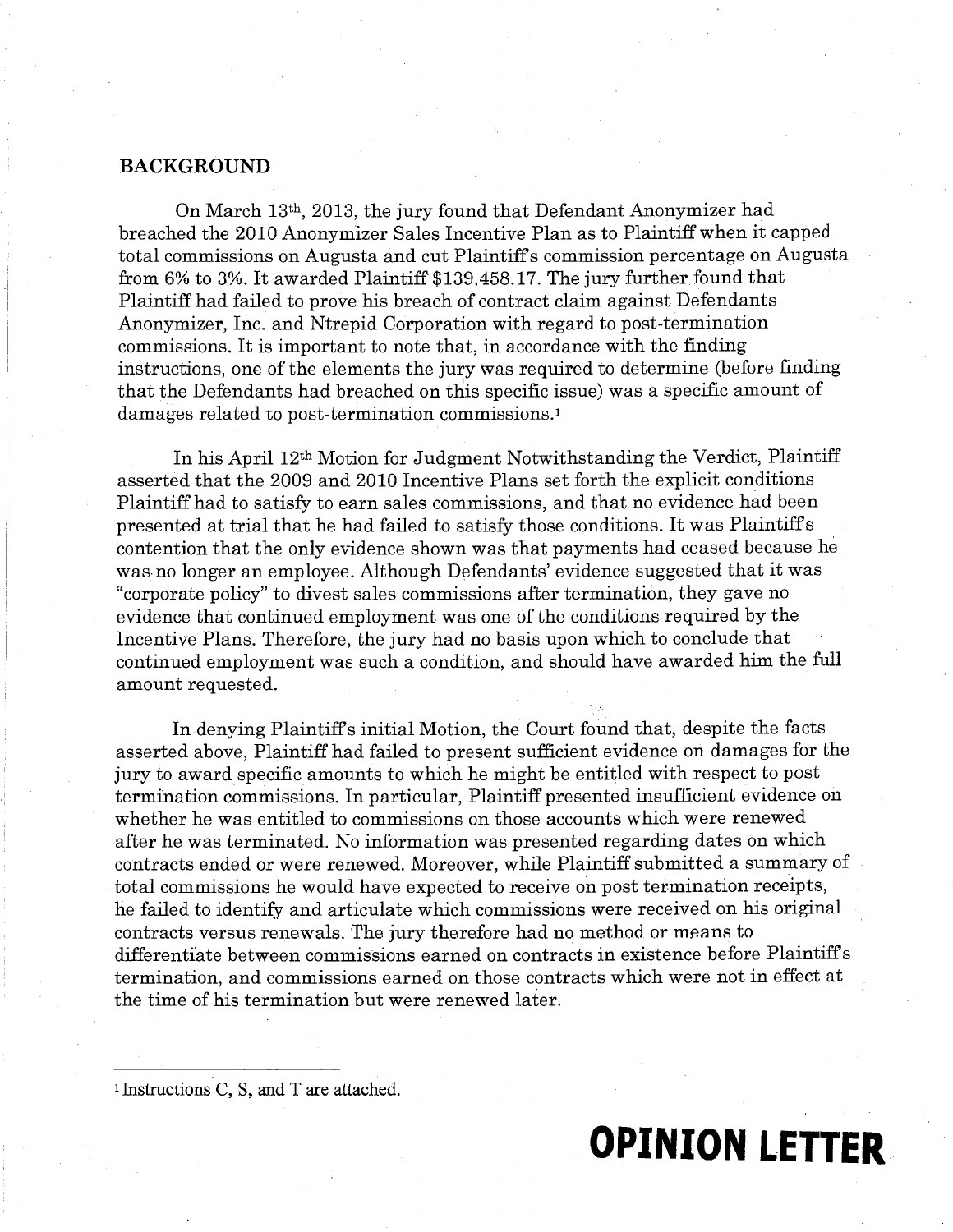## BACKGROUND

On March 13th, 2013, the jury found that Defendant Anonymizer had breached the 2010 Anonymizer Sales Incentive Plan as to Plaintiff when it capped total commissions on Augusta and cut Plaintiff's commission percentage on Augusta from 6% to 3%. It awarded Plaintiff $139,458.17. The jury further found that Plaintiff had failed to prove his breach of contract claim against Defendants Anonymizer, Inc. and Ntrepid Corporation with regard to post-termination commissions. It is important to note that, in accordance with the finding instructions, one of the elements the jury was required to determine (before finding that the Defendants had breached on this specific issue) was a specific amount of damages related to post-termination commissions.[1]

In his April 12th Motion for Judgment Notwithstanding the Verdict, Plaintiff asserted that the 2009 and 2010 Incentive Plans set forth the explicit conditions Plaintiff had to satisfy to earn sales commissions, and that no evidence had been presented at trial that he had failed to satisfy those conditions. It was Plaintiff's contention that the only evidence shown was that payments had ceased because he was no longer an employee. Although Defendants' evidence suggested that it was "corporate policy" to divest sales commissions after termination, they gave no evidence that continued employment was one of the conditions required by the Incentive Plans. Therefore, the jury had no basis upon which to conclude that continued employment was such a condition, and should have awarded him the full amount requested.

In denying Plaintiff's initial Motion, the Court found that, despite the facts asserted above, Plaintiff had failed to present sufficient evidence on damages for the jury to award specific amounts to which he might be entitled with respect to post termination commissions. In particular, Plaintiff presented insufficient evidence on whether he was entitled to commissions on those accounts which were renewed after he was terminated. No information was presented regarding dates on which contracts ended or were renewed. Moreover, while Plaintiff submitted a summary of total commissions he would have expected to receive on post termination receipts, he failed to identify and articulate which commissions were received on his original contracts versus renewals. The jury therefore had no method or means to differentiate between commissions earned on contracts in existence before Plaintiff's termination, and commissions earned on those contracts which were not in effect at the time of his termination but were renewed later.

---

[1] Instructions C, S, and T are attached.

**OPINION LETTER**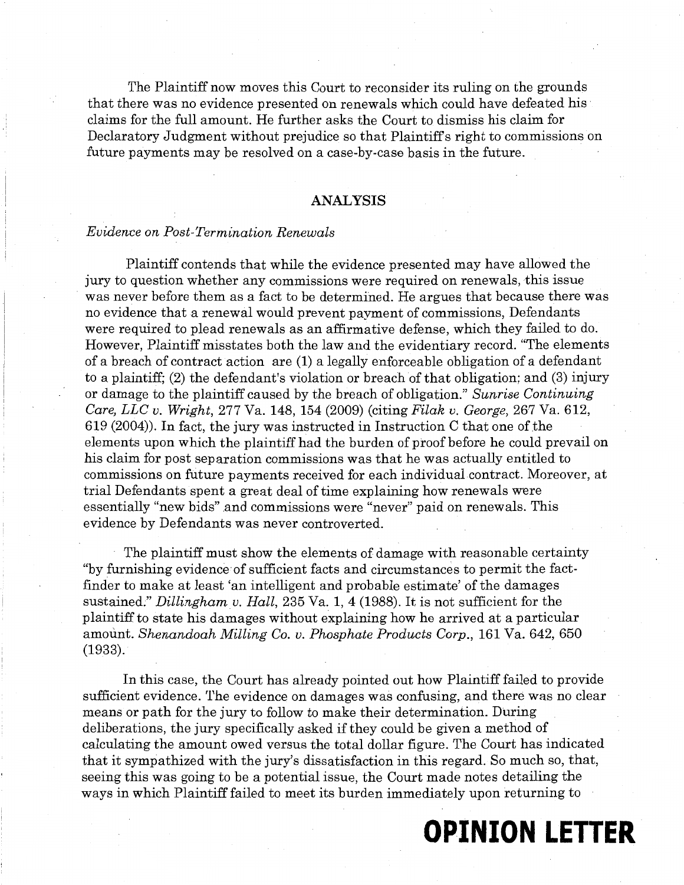The Plaintiff now moves this Court to reconsider its ruling on the grounds that there was no evidence presented on renewals which could have defeated his claims for the full amount. He further asks the Court to dismiss his claim for Declaratory Judgment without prejudice so that Plaintiff's right to commissions on future payments may be resolved on a case-by-case basis in the future.

## ANALYSIS

*Evidence on Post-Termination Renewals*

Plaintiff contends that while the evidence presented may have allowed the jury to question whether any commissions were required on renewals, this issue was never before them as a fact to be determined. He argues that because there was no evidence that a renewal would prevent payment of commissions, Defendants were required to plead renewals as an affirmative defense, which they failed to do. However, Plaintiff misstates both the law and the evidentiary record. "The elements of a breach of contract action are (1) a legally enforceable obligation of a defendant to a plaintiff; (2) the defendant's violation or breach of that obligation; and (3) injury or damage to the plaintiff caused by the breach of obligation." *Sunrise Continuing Care, LLC v. Wright*, 277 Va. 148, 154 (2009) (citing *Filak v. George*, 267 Va. 612, 619 (2004)). In fact, the jury was instructed in Instruction C that one of the elements upon which the plaintiff had the burden of proof before he could prevail on his claim for post separation commissions was that he was actually entitled to commissions on future payments received for each individual contract. Moreover, at trial Defendants spent a great deal of time explaining how renewals were essentially "new bids" and commissions were "never" paid on renewals. This evidence by Defendants was never controverted.

The plaintiff must show the elements of damage with reasonable certainty "by furnishing evidence of sufficient facts and circumstances to permit the fact-finder to make at least 'an intelligent and probable estimate' of the damages sustained." *Dillingham v. Hall*, 235 Va. 1, 4 (1988). It is not sufficient for the plaintiff to state his damages without explaining how he arrived at a particular amount. *Shenandoah Milling Co. v. Phosphate Products Corp.*, 161 Va. 642, 650 (1933).

In this case, the Court has already pointed out how Plaintiff failed to provide sufficient evidence. The evidence on damages was confusing, and there was no clear means or path for the jury to follow to make their determination. During deliberations, the jury specifically asked if they could be given a method of calculating the amount owed versus the total dollar figure. The Court has indicated that it sympathized with the jury's dissatisfaction in this regard. So much so, that, seeing this was going to be a potential issue, the Court made notes detailing the ways in which Plaintiff failed to meet its burden immediately upon returning to

**OPINION LETTER**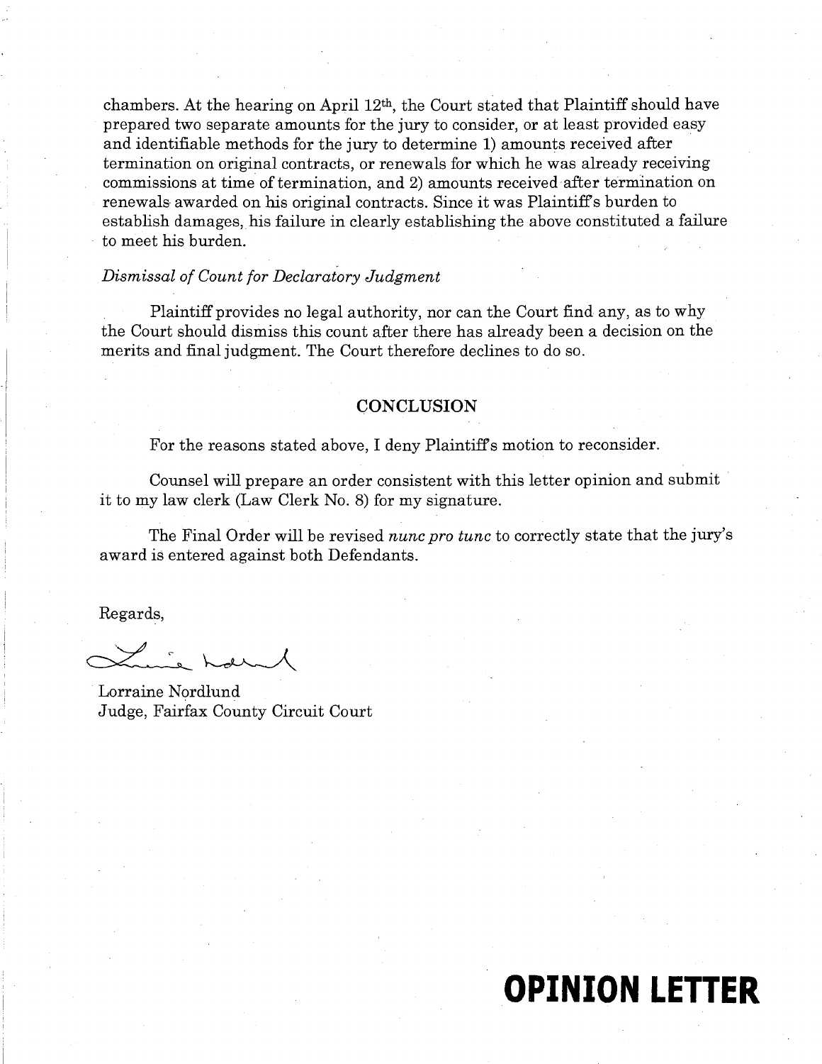chambers. At the hearing on April 12th, the Court stated that Plaintiff should have prepared two separate amounts for the jury to consider, or at least provided easy and identifiable methods for the jury to determine 1) amounts received after termination on original contracts, or renewals for which he was already receiving commissions at time of termination, and 2) amounts received after termination on renewals awarded on his original contracts. Since it was Plaintiff's burden to establish damages, his failure in clearly establishing the above constituted a failure to meet his burden.

*Dismissal of Count for Declaratory Judgment*

Plaintiff provides no legal authority, nor can the Court find any, as to why the Court should dismiss this count after there has already been a decision on the merits and final judgment. The Court therefore declines to do so.

## CONCLUSION

For the reasons stated above, I deny Plaintiff's motion to reconsider.

Counsel will prepare an order consistent with this letter opinion and submit it to my law clerk (Law Clerk No. 8) for my signature.

The Final Order will be revised *nunc pro tunc* to correctly state that the jury's award is entered against both Defendants.

Regards,

Lorraine Nordlund
Judge, Fairfax County Circuit Court

**OPINION LETTER**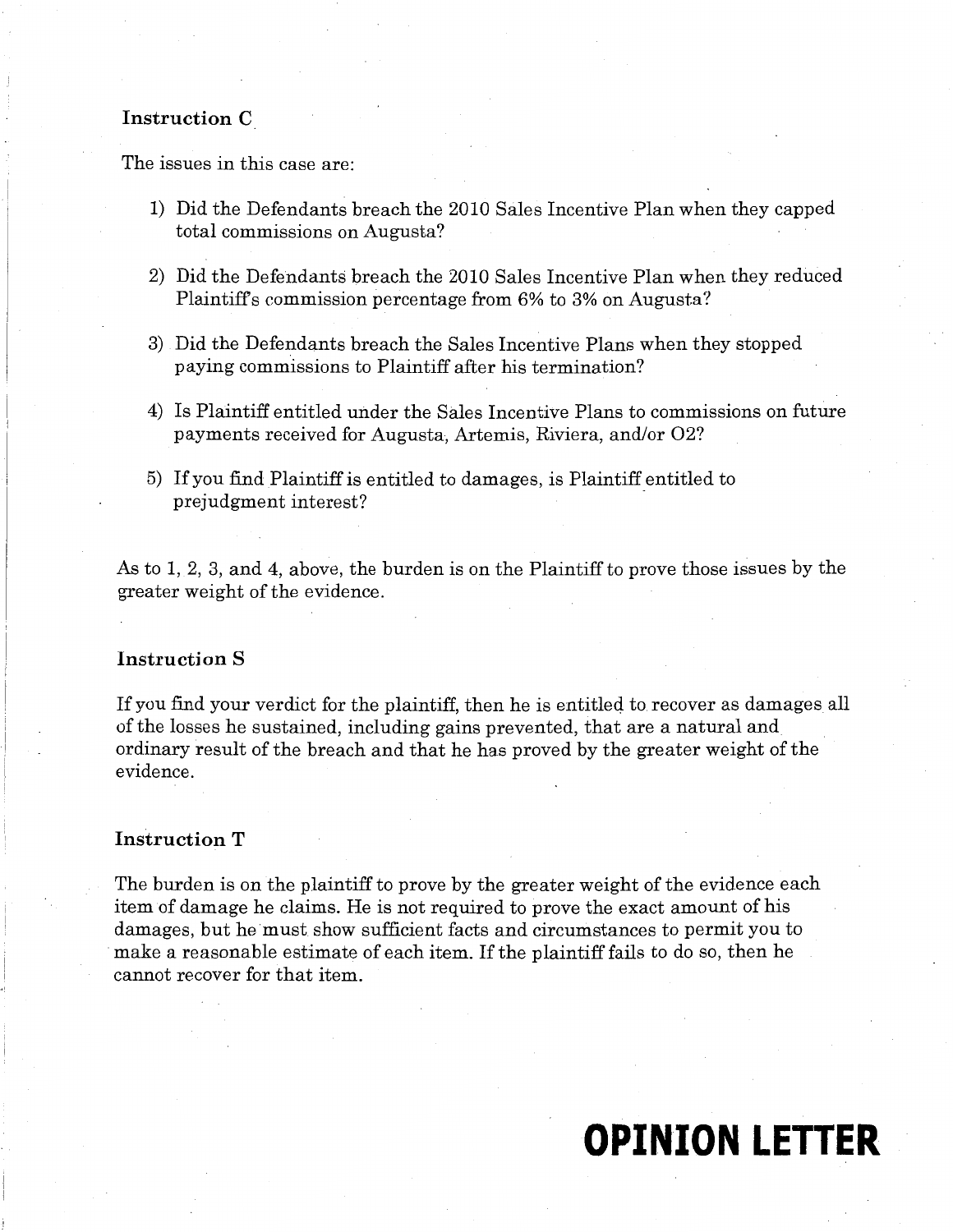**Instruction C**

The issues in this case are:

1) Did the Defendants breach the 2010 Sales Incentive Plan when they capped total commissions on Augusta?

2) Did the Defendants breach the 2010 Sales Incentive Plan when they reduced Plaintiff's commission percentage from 6% to 3% on Augusta?

3) Did the Defendants breach the Sales Incentive Plans when they stopped paying commissions to Plaintiff after his termination?

4) Is Plaintiff entitled under the Sales Incentive Plans to commissions on future payments received for Augusta, Artemis, Riviera, and/or O2?

5) If you find Plaintiff is entitled to damages, is Plaintiff entitled to prejudgment interest?

As to 1, 2, 3, and 4, above, the burden is on the Plaintiff to prove those issues by the greater weight of the evidence.

**Instruction S**

If you find your verdict for the plaintiff, then he is entitled to recover as damages all of the losses he sustained, including gains prevented, that are a natural and ordinary result of the breach and that he has proved by the greater weight of the evidence.

**Instruction T**

The burden is on the plaintiff to prove by the greater weight of the evidence each item of damage he claims. He is not required to prove the exact amount of his damages, but he must show sufficient facts and circumstances to permit you to make a reasonable estimate of each item. If the plaintiff fails to do so, then he cannot recover for that item.

**OPINION LETTER**